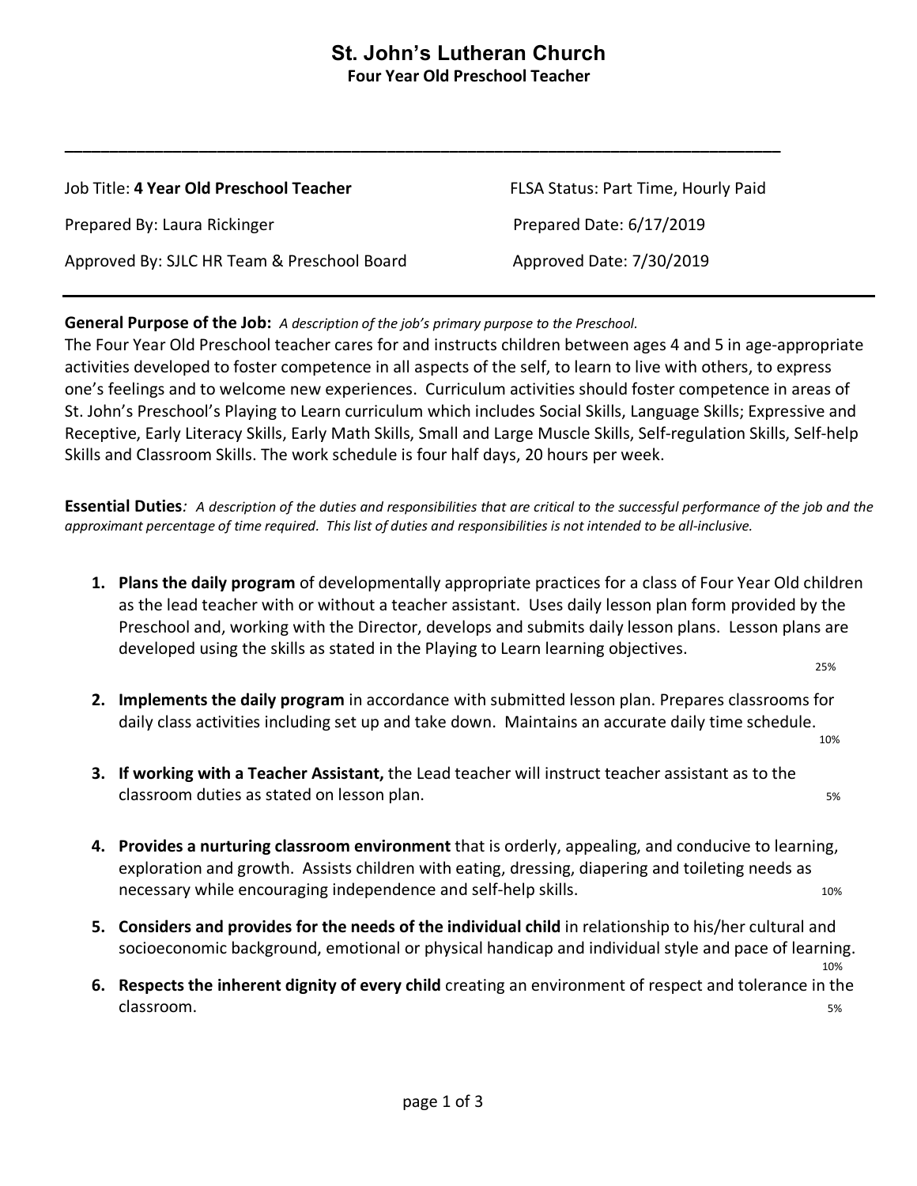# St. John's Lutheran Church

**Four Year Old Preschool Teacher**

---

| | |
|---|---|
| Job Title: **4 Year Old Preschool Teacher** | FLSA Status: Part Time, Hourly Paid |
| Prepared By: Laura Rickinger | Prepared Date: 6/17/2019 |
| Approved By: SJLC HR Team & Preschool Board | Approved Date: 7/30/2019 |

---

**General Purpose of the Job:** *A description of the job's primary purpose to the Preschool.*

The Four Year Old Preschool teacher cares for and instructs children between ages 4 and 5 in age-appropriate activities developed to foster competence in all aspects of the self, to learn to live with others, to express one's feelings and to welcome new experiences. Curriculum activities should foster competence in areas of St. John's Preschool's Playing to Learn curriculum which includes Social Skills, Language Skills; Expressive and Receptive, Early Literacy Skills, Early Math Skills, Small and Large Muscle Skills, Self-regulation Skills, Self-help Skills and Classroom Skills. The work schedule is four half days, 20 hours per week.

**Essential Duties**: *A description of the duties and responsibilities that are critical to the successful performance of the job and the approximant percentage of time required. This list of duties and responsibilities is not intended to be all-inclusive.*

1. **Plans the daily program** of developmentally appropriate practices for a class of Four Year Old children as the lead teacher with or without a teacher assistant. Uses daily lesson plan form provided by the Preschool and, working with the Director, develops and submits daily lesson plans. Lesson plans are developed using the skills as stated in the Playing to Learn learning objectives. 25%

2. **Implements the daily program** in accordance with submitted lesson plan. Prepares classrooms for daily class activities including set up and take down. Maintains an accurate daily time schedule. 10%

3. **If working with a Teacher Assistant,** the Lead teacher will instruct teacher assistant as to the classroom duties as stated on lesson plan. 5%

4. **Provides a nurturing classroom environment** that is orderly, appealing, and conducive to learning, exploration and growth. Assists children with eating, dressing, diapering and toileting needs as necessary while encouraging independence and self-help skills. 10%

5. **Considers and provides for the needs of the individual child** in relationship to his/her cultural and socioeconomic background, emotional or physical handicap and individual style and pace of learning. 10%

6. **Respects the inherent dignity of every child** creating an environment of respect and tolerance in the classroom. 5%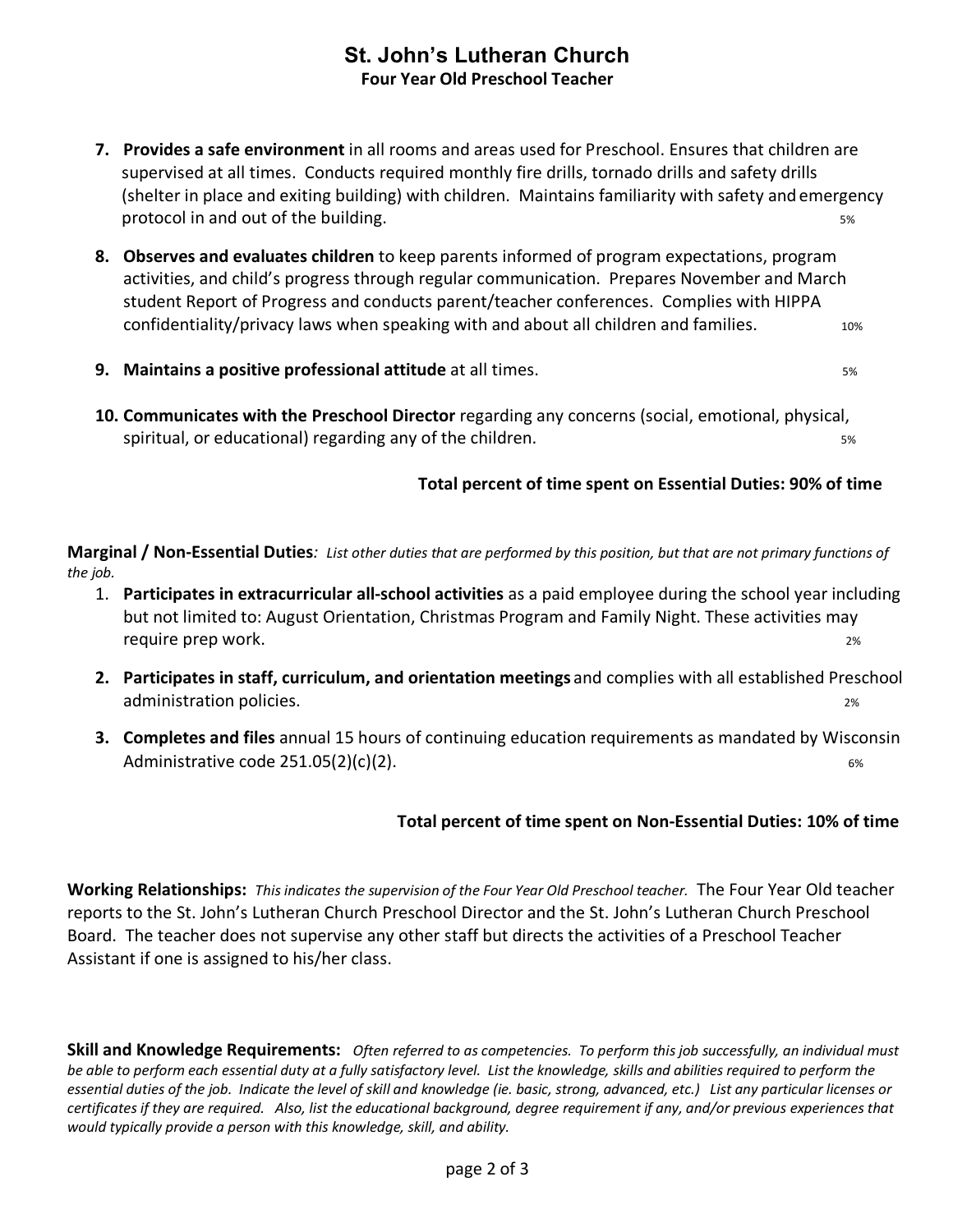# St. John's Lutheran Church

**Four Year Old Preschool Teacher**

7. **Provides a safe environment** in all rooms and areas used for Preschool. Ensures that children are supervised at all times. Conducts required monthly fire drills, tornado drills and safety drills (shelter in place and exiting building) with children. Maintains familiarity with safety and emergency protocol in and out of the building. 5%

8. **Observes and evaluates children** to keep parents informed of program expectations, program activities, and child's progress through regular communication. Prepares November and March student Report of Progress and conducts parent/teacher conferences. Complies with HIPPA confidentiality/privacy laws when speaking with and about all children and families. 10%

9. **Maintains a positive professional attitude** at all times. 5%

10. **Communicates with the Preschool Director** regarding any concerns (social, emotional, physical, spiritual, or educational) regarding any of the children. 5%

**Total percent of time spent on Essential Duties: 90% of time**

**Marginal / Non-Essential Duties**: *List other duties that are performed by this position, but that are not primary functions of the job.*

1. **Participates in extracurricular all-school activities** as a paid employee during the school year including but not limited to: August Orientation, Christmas Program and Family Night. These activities may require prep work. 2%

2. **Participates in staff, curriculum, and orientation meetings** and complies with all established Preschool administration policies. 2%

3. **Completes and files** annual 15 hours of continuing education requirements as mandated by Wisconsin Administrative code 251.05(2)(c)(2). 6%

**Total percent of time spent on Non-Essential Duties: 10% of time**

**Working Relationships:** *This indicates the supervision of the Four Year Old Preschool teacher.* The Four Year Old teacher reports to the St. John's Lutheran Church Preschool Director and the St. John's Lutheran Church Preschool Board. The teacher does not supervise any other staff but directs the activities of a Preschool Teacher Assistant if one is assigned to his/her class.

**Skill and Knowledge Requirements:** *Often referred to as competencies. To perform this job successfully, an individual must be able to perform each essential duty at a fully satisfactory level. List the knowledge, skills and abilities required to perform the essential duties of the job. Indicate the level of skill and knowledge (ie. basic, strong, advanced, etc.) List any particular licenses or certificates if they are required. Also, list the educational background, degree requirement if any, and/or previous experiences that would typically provide a person with this knowledge, skill, and ability.*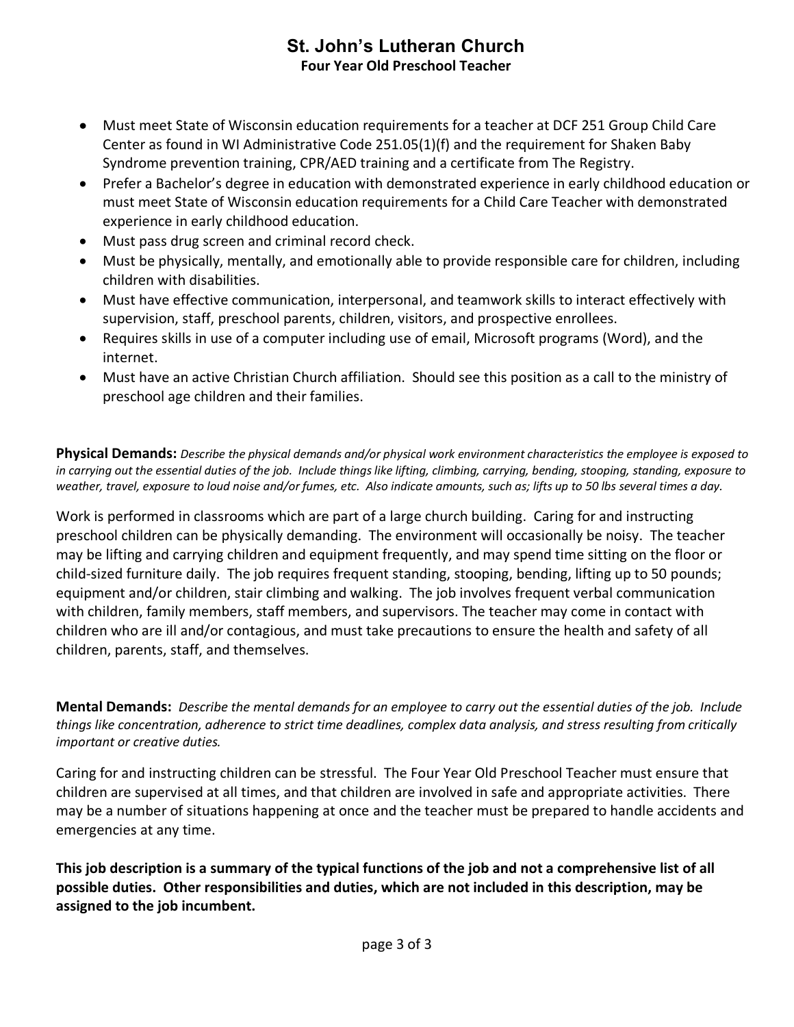- Must meet State of Wisconsin education requirements for a teacher at DCF 251 Group Child Care Center as found in WI Administrative Code 251.05(1)(f) and the requirement for Shaken Baby Syndrome prevention training, CPR/AED training and a certificate from The Registry.
- Prefer a Bachelor's degree in education with demonstrated experience in early childhood education or must meet State of Wisconsin education requirements for a Child Care Teacher with demonstrated experience in early childhood education.
- Must pass drug screen and criminal record check.
- Must be physically, mentally, and emotionally able to provide responsible care for children, including children with disabilities.
- Must have effective communication, interpersonal, and teamwork skills to interact effectively with supervision, staff, preschool parents, children, visitors, and prospective enrollees.
- Requires skills in use of a computer including use of email, Microsoft programs (Word), and the internet.
- Must have an active Christian Church affiliation. Should see this position as a call to the ministry of preschool age children and their families.

**Physical Demands:** *Describe the physical demands and/or physical work environment characteristics the employee is exposed to in carrying out the essential duties of the job. Include things like lifting, climbing, carrying, bending, stooping, standing, exposure to weather, travel, exposure to loud noise and/or fumes, etc. Also indicate amounts, such as; lifts up to 50 lbs several times a day.*

Work is performed in classrooms which are part of a large church building. Caring for and instructing preschool children can be physically demanding. The environment will occasionally be noisy. The teacher may be lifting and carrying children and equipment frequently, and may spend time sitting on the floor or child-sized furniture daily. The job requires frequent standing, stooping, bending, lifting up to 50 pounds; equipment and/or children, stair climbing and walking. The job involves frequent verbal communication with children, family members, staff members, and supervisors. The teacher may come in contact with children who are ill and/or contagious, and must take precautions to ensure the health and safety of all children, parents, staff, and themselves.

**Mental Demands:** *Describe the mental demands for an employee to carry out the essential duties of the job. Include things like concentration, adherence to strict time deadlines, complex data analysis, and stress resulting from critically important or creative duties.*

Caring for and instructing children can be stressful. The Four Year Old Preschool Teacher must ensure that children are supervised at all times, and that children are involved in safe and appropriate activities. There may be a number of situations happening at once and the teacher must be prepared to handle accidents and emergencies at any time.

**This job description is a summary of the typical functions of the job and not a comprehensive list of all possible duties. Other responsibilities and duties, which are not included in this description, may be assigned to the job incumbent.**